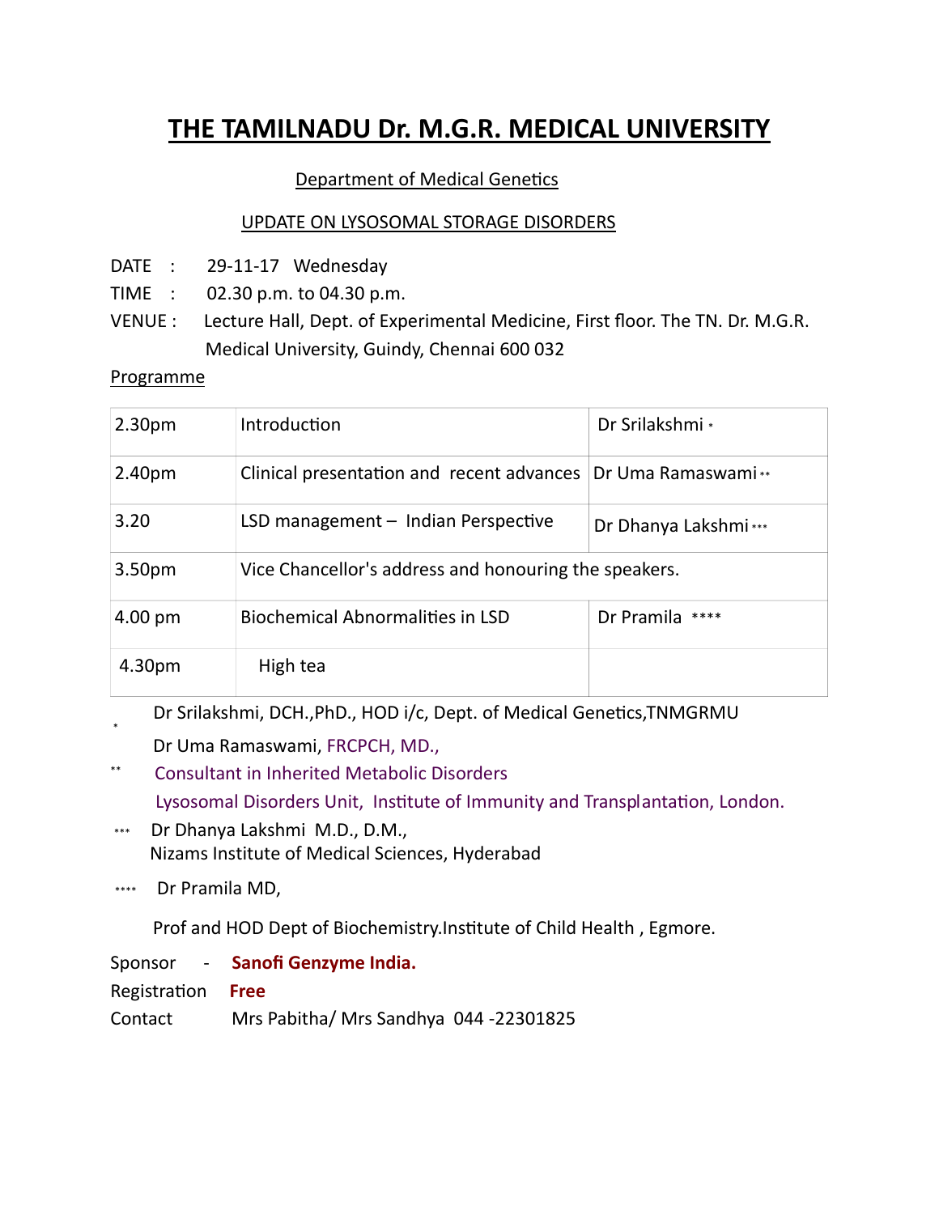# THE TAMILNADU Dr. M.G.R. MEDICAL UNIVERSITY

## Department of Medical Genetics

### UPDATE ON LYSOSOMAL STORAGE DISORDERS

DATE : 29-11-17 Wednesday

TIME : 02.30 p.m. to 04.30 p.m.

VENUE : Lecture Hall, Dept. of Experimental Medicine, First floor. The TN. Dr. M.G.R. Medical University, Guindy, Chennai 600 032

Programme

| | | |
|---|---|---|
| 2.30pm | Introduction | Dr Srilakshmi * |
| 2.40pm | Clinical presentation and recent advances | Dr Uma Ramaswami ** |
| 3.20 | LSD management – Indian Perspective | Dr Dhanya Lakshmi *** |
| 3.50pm | Vice Chancellor's address and honouring the speakers. | |
| 4.00 pm | Biochemical Abnormalities in LSD | Dr Pramila **** |
| 4.30pm | High tea | |

* Dr Srilakshmi, DCH.,PhD., HOD i/c, Dept. of Medical Genetics,TNMGRMU

** Dr Uma Ramaswami, FRCPCH, MD.,
Consultant in Inherited Metabolic Disorders
Lysosomal Disorders Unit, Institute of Immunity and Transplantation, London.

*** Dr Dhanya Lakshmi M.D., D.M.,
Nizams Institute of Medical Sciences, Hyderabad

**** Dr Pramila MD,
Prof and HOD Dept of Biochemistry.Institute of Child Health , Egmore.

Sponsor - **Sanofi Genzyme India.**

Registration **Free**

Contact Mrs Pabitha/ Mrs Sandhya 044 -22301825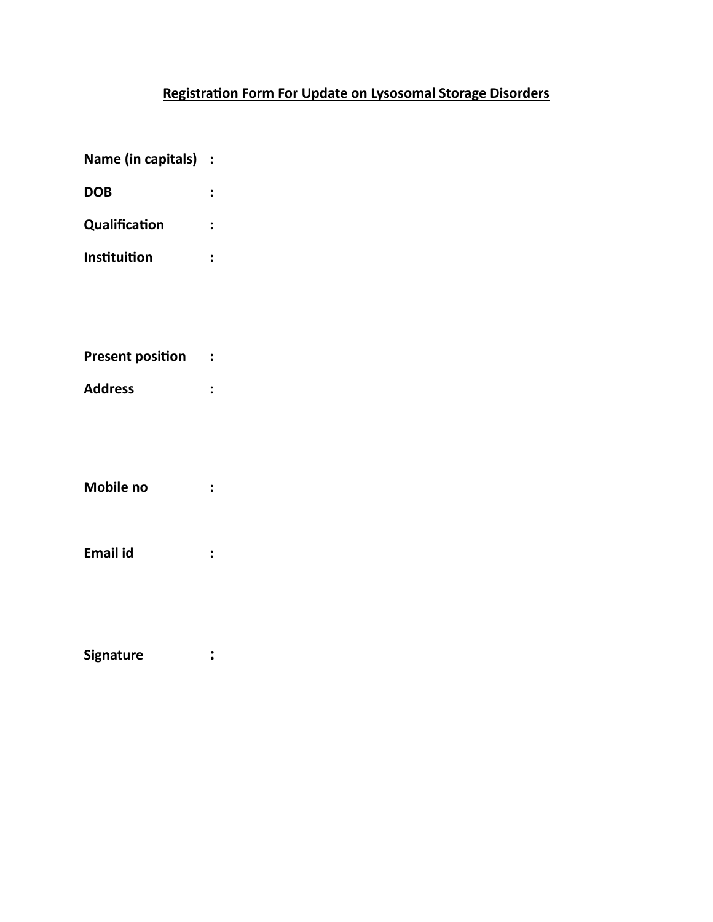**Registration Form For Update on Lysosomal Storage Disorders**

**Name (in capitals) :**

**DOB :**

**Qualification :**

**Instituition :**

**Present position :**

**Address :**

**Mobile no :**

**Email id :**

**Signature :**